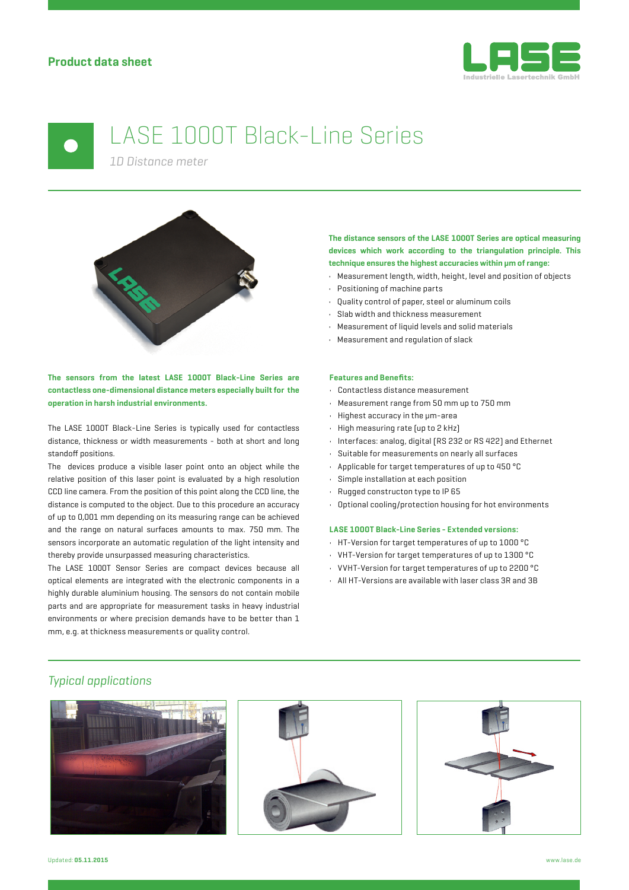**Product data sheet**

# LASE 1000T Black-Line Series

*1D Distance meter*

**The sensors from the latest LASE 1000T Black-Line Series are contactless one-dimensional distance meters especially built for the operation in harsh industrial environments.**

The LASE 1000T Black-Line Series is typically used for contactless distance, thickness or width measurements - both at short and long standoff positions.

The devices produce a visible laser point onto an object while the relative position of this laser point is evaluated by a high resolution CCD line camera. From the position of this point along the CCD line, the distance is computed to the object. Due to this procedure an accuracy of up to 0,001 mm depending on its measuring range can be achieved and the range on natural surfaces amounts to max. 750 mm. The sensors incorporate an automatic regulation of the light intensity and thereby provide unsurpassed measuring characteristics.

The LASE 1000T Sensor Series are compact devices because all optical elements are integrated with the electronic components in a highly durable aluminium housing. The sensors do not contain mobile parts and are appropriate for measurement tasks in heavy industrial environments or where precision demands have to be better than 1 mm, e.g. at thickness measurements or quality control.

**The distance sensors of the LASE 1000T Series are optical measuring devices which work according to the triangulation principle. This technique ensures the highest accuracies within µm of range:**

- Measurement length, width, height, level and position of objects
- Positioning of machine parts
- Quality control of paper, steel or aluminum coils
- Slab width and thickness measurement
- Measurement of liquid levels and solid materials
- Measurement and regulation of slack

**Features and Benefits:**

- Contactless distance measurement
- Measurement range from 50 mm up to 750 mm
- Highest accuracy in the µm-area
- High measuring rate (up to 2 kHz)
- Interfaces: analog, digital (RS 232 or RS 422) and Ethernet
- Suitable for measurements on nearly all surfaces
- Applicable for target temperatures of up to 450 °C
- Simple installation at each position
- Rugged constructon type to IP 65
- Optional cooling/protection housing for hot environments

**LASE 1000T Black-Line Series - Extended versions:**

- HT-Version for target temperatures of up to 1000 °C
- VHT-Version for target temperatures of up to 1300 °C
- VVHT-Version for target temperatures of up to 2200 °C
- All HT-Versions are available with laser class 3R and 3B

## *Typical applications*

Updated: **05.11.2015**

www.lase.de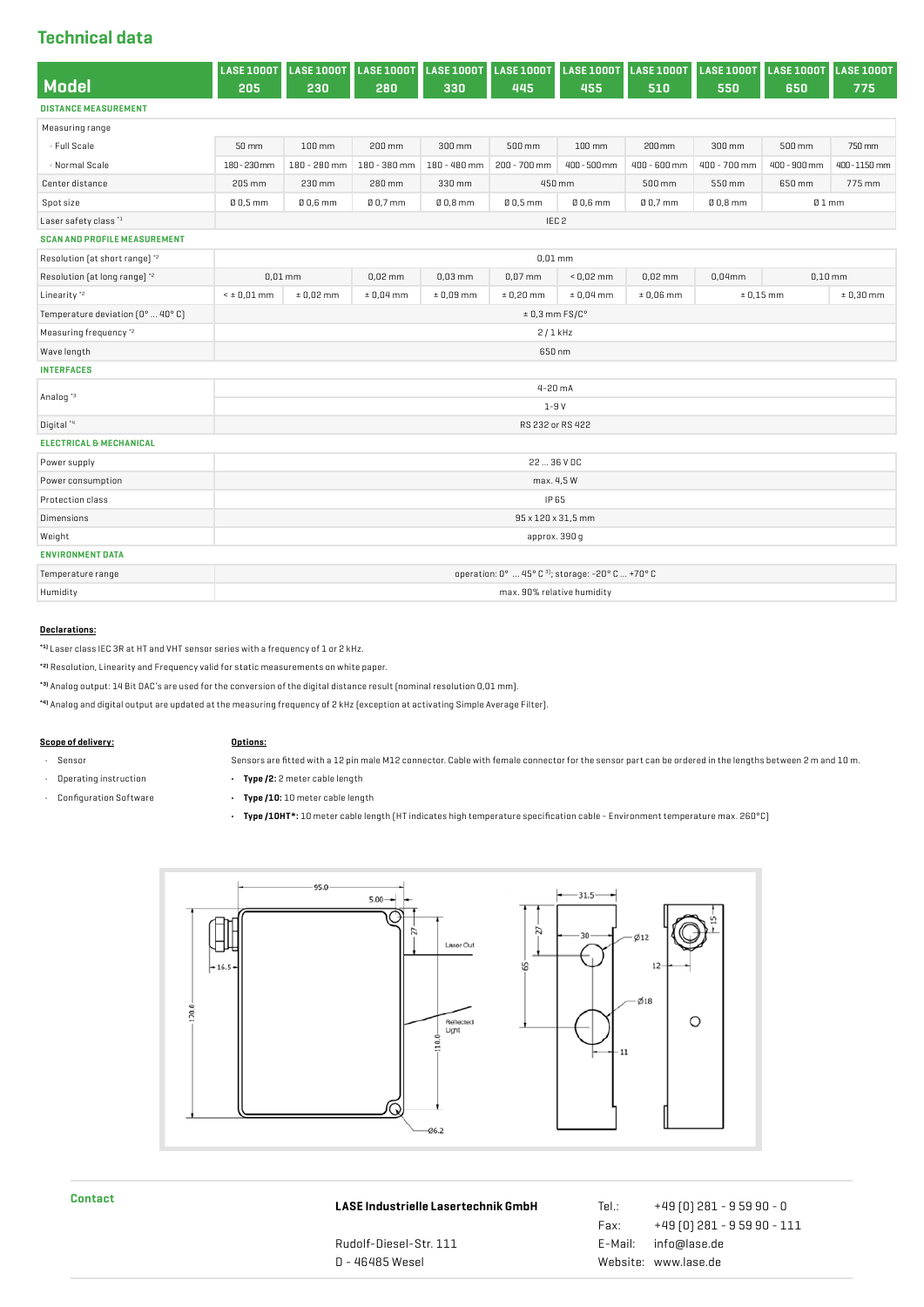## Technical data

| Model | LASE 1000T 205 | LASE 1000T 230 | LASE 1000T 280 | LASE 1000T 330 | LASE 1000T 445 | LASE 1000T 455 | LASE 1000T 510 | LASE 1000T 550 | LASE 1000T 650 | LASE 1000T 775 |
|---|---|---|---|---|---|---|---|---|---|---|
| **DISTANCE MEASUREMENT** | | | | | | | | | | |
| Measuring range | | | | | | | | | | |
| - Full Scale | 50 mm | 100 mm | 200 mm | 300 mm | 500 mm | 100 mm | 200mm | 300 mm | 500 mm | 750 mm |
| - Normal Scale | 180 - 230mm | 180 - 280 mm | 180 - 380 mm | 180 - 480 mm | 200 - 700 mm | 400 - 500mm | 400 - 600 mm | 400 - 700 mm | 400 - 900mm | 400 -1150 mm |
| Center distance | 205 mm | 230 mm | 280 mm | 330 mm | 450 mm | | 500 mm | 550 mm | 650 mm | 775 mm |
| Spot size | Ø 0,5 mm | Ø 0,6 mm | Ø 0,7 mm | Ø 0,8 mm | Ø 0,5 mm | Ø 0,6 mm | Ø 0,7 mm | Ø 0,8 mm | Ø 1 mm | |
| Laser safety class [1] | IEC 2 | | | | | | | | | |
| **SCAN AND PROFILE MEASUREMENT** | | | | | | | | | | |
| Resolution (at short range) [2] | 0,01 mm | | | | | | | | | |
| Resolution (at long range) [2] | 0,01 mm | | 0,02 mm | 0,03 mm | 0,07 mm | < 0,02 mm | 0,02 mm | 0,04mm | 0,10 mm | |
| Linearity [2] | < ± 0,01 mm | ± 0,02 mm | ± 0,04 mm | ± 0,09 mm | ± 0,20 mm | ± 0,04 mm | ± 0,06 mm | ± 0,15 mm | | ± 0,30 mm |
| Temperature deviation (0° ... 40° C) | ± 0,3 mm FS/C° | | | | | | | | | |
| Measuring frequency [2] | 2 / 1 kHz | | | | | | | | | |
| Wave length | 650 nm | | | | | | | | | |
| **INTERFACES** | | | | | | | | | | |
| Analog [3] | 4-20 mA | | | | | | | | | |
| | 1-9 V | | | | | | | | | |
| Digital [4] | RS 232 or RS 422 | | | | | | | | | |
| **ELECTRICAL & MECHANICAL** | | | | | | | | | | |
| Power supply | 22 ... 36 V DC | | | | | | | | | |
| Power consumption | max. 4,5 W | | | | | | | | | |
| Protection class | IP 65 | | | | | | | | | |
| Dimensions | 95 x 120 x 31,5 mm | | | | | | | | | |
| Weight | approx. 390 g | | | | | | | | | |
| **ENVIRONMENT DATA** | | | | | | | | | | |
| Temperature range | operation: 0° ... 45° C [3]; storage: -20° C ... +70° C | | | | | | | | | |
| Humidity | max. 90% relative humidity | | | | | | | | | |

**Declarations:**

[*1)] Laser class IEC 3R at HT and VHT sensor series with a frequency of 1 or 2 kHz.

[*2)] Resolution, Linearity and Frequency valid for static measurements on white paper.

[*3)] Analog output: 14 Bit DAC's are used for the conversion of the digital distance result (nominal resolution 0,01 mm).

[*4)] Analog and digital output are updated at the measuring frequency of 2 kHz (exception at activating Simple Average Filter).

**Scope of delivery:**

- Sensor
- Operating instruction
- Configuration Software

**Options:**

Sensors are fitted with a 12 pin male M12 connector. Cable with female connector for the sensor part can be ordered in the lengths between 2 m and 10 m.

- **Type /2:** 2 meter cable length
- **Type /10:** 10 meter cable length
- **Type /10HT\*:** 10 meter cable length (HT indicates high temperature specification cable - Environment temperature max. 260°C)

95.0
5.00
27
16.5
120.0
Laser Out
Reflected Light
110.0
Ø6.2
31.5
27
30
Ø12
65
12
Ø18
11
15

**Contact**

**LASE Industrielle Lasertechnik GmbH**

Rudolf-Diesel-Str. 111
D - 46485 Wesel

Tel.: +49 (0) 281 - 9 59 90 - 0
Fax: +49 (0) 281 - 9 59 90 - 111
E-Mail: info@lase.de
Website: www.lase.de